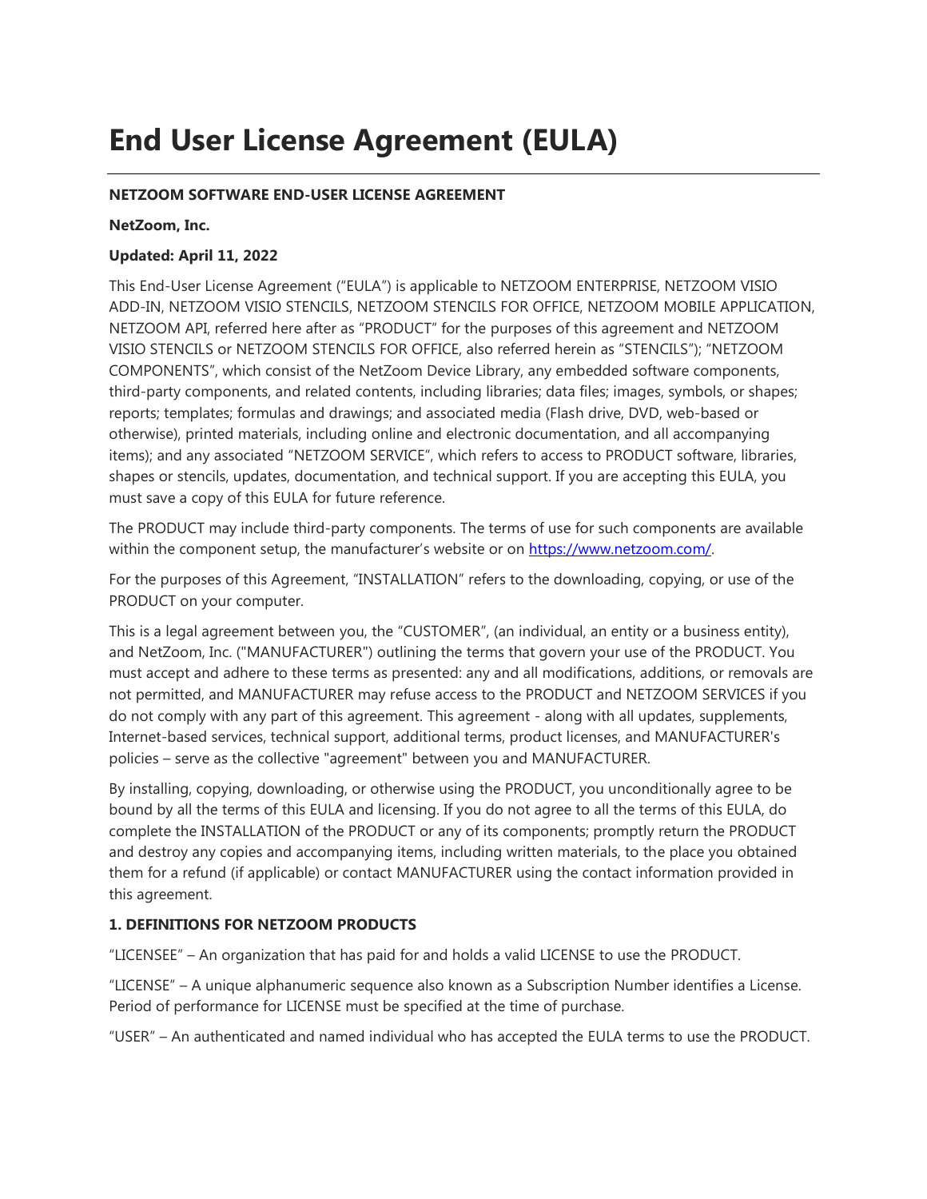# End User License Agreement (EULA)

**NETZOOM SOFTWARE END-USER LICENSE AGREEMENT**

**NetZoom, Inc.**

**Updated: April 11, 2022**

This End-User License Agreement ("EULA") is applicable to NETZOOM ENTERPRISE, NETZOOM VISIO ADD-IN, NETZOOM VISIO STENCILS, NETZOOM STENCILS FOR OFFICE, NETZOOM MOBILE APPLICATION, NETZOOM API, referred here after as "PRODUCT" for the purposes of this agreement and NETZOOM VISIO STENCILS or NETZOOM STENCILS FOR OFFICE, also referred herein as "STENCILS"); "NETZOOM COMPONENTS", which consist of the NetZoom Device Library, any embedded software components, third-party components, and related contents, including libraries; data files; images, symbols, or shapes; reports; templates; formulas and drawings; and associated media (Flash drive, DVD, web-based or otherwise), printed materials, including online and electronic documentation, and all accompanying items); and any associated "NETZOOM SERVICE", which refers to access to PRODUCT software, libraries, shapes or stencils, updates, documentation, and technical support. If you are accepting this EULA, you must save a copy of this EULA for future reference.

The PRODUCT may include third-party components. The terms of use for such components are available within the component setup, the manufacturer's website or on [https://www.netzoom.com/](https://www.netzoom.com/).

For the purposes of this Agreement, "INSTALLATION" refers to the downloading, copying, or use of the PRODUCT on your computer.

This is a legal agreement between you, the "CUSTOMER", (an individual, an entity or a business entity), and NetZoom, Inc. ("MANUFACTURER") outlining the terms that govern your use of the PRODUCT. You must accept and adhere to these terms as presented: any and all modifications, additions, or removals are not permitted, and MANUFACTURER may refuse access to the PRODUCT and NETZOOM SERVICES if you do not comply with any part of this agreement. This agreement - along with all updates, supplements, Internet-based services, technical support, additional terms, product licenses, and MANUFACTURER's policies – serve as the collective "agreement" between you and MANUFACTURER.

By installing, copying, downloading, or otherwise using the PRODUCT, you unconditionally agree to be bound by all the terms of this EULA and licensing. If you do not agree to all the terms of this EULA, do complete the INSTALLATION of the PRODUCT or any of its components; promptly return the PRODUCT and destroy any copies and accompanying items, including written materials, to the place you obtained them for a refund (if applicable) or contact MANUFACTURER using the contact information provided in this agreement.

**1. DEFINITIONS FOR NETZOOM PRODUCTS**

"LICENSEE" – An organization that has paid for and holds a valid LICENSE to use the PRODUCT.

"LICENSE" – A unique alphanumeric sequence also known as a Subscription Number identifies a License. Period of performance for LICENSE must be specified at the time of purchase.

"USER" – An authenticated and named individual who has accepted the EULA terms to use the PRODUCT.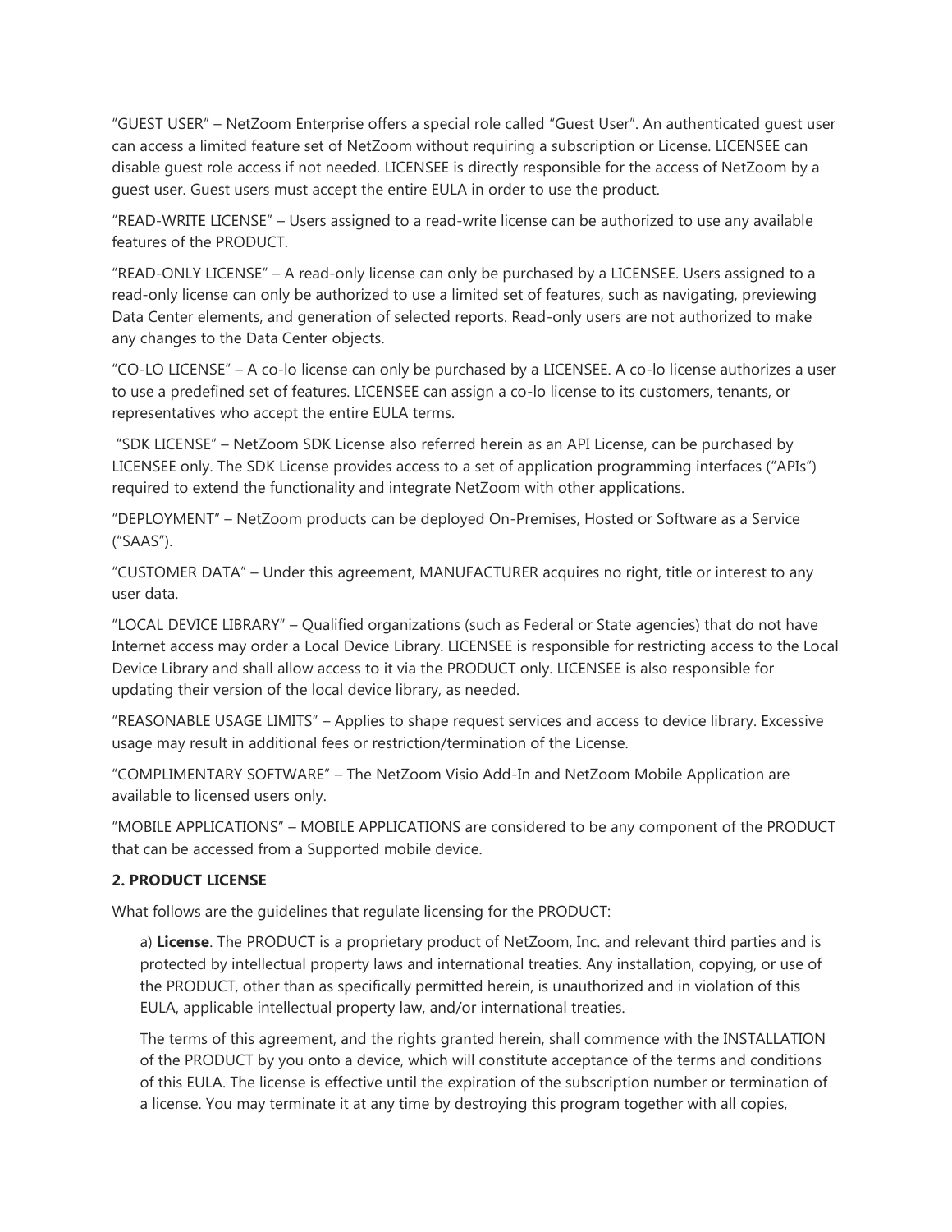“GUEST USER” – NetZoom Enterprise offers a special role called “Guest User”. An authenticated guest user can access a limited feature set of NetZoom without requiring a subscription or License. LICENSEE can disable guest role access if not needed. LICENSEE is directly responsible for the access of NetZoom by a guest user. Guest users must accept the entire EULA in order to use the product.

“READ-WRITE LICENSE” – Users assigned to a read-write license can be authorized to use any available features of the PRODUCT.

“READ-ONLY LICENSE” – A read-only license can only be purchased by a LICENSEE. Users assigned to a read-only license can only be authorized to use a limited set of features, such as navigating, previewing Data Center elements, and generation of selected reports. Read-only users are not authorized to make any changes to the Data Center objects.

“CO-LO LICENSE” – A co-lo license can only be purchased by a LICENSEE. A co-lo license authorizes a user to use a predefined set of features. LICENSEE can assign a co-lo license to its customers, tenants, or representatives who accept the entire EULA terms.

“SDK LICENSE” – NetZoom SDK License also referred herein as an API License, can be purchased by LICENSEE only. The SDK License provides access to a set of application programming interfaces (”APIs”) required to extend the functionality and integrate NetZoom with other applications.

“DEPLOYMENT” – NetZoom products can be deployed On-Premises, Hosted or Software as a Service (“SAAS”).

“CUSTOMER DATA” – Under this agreement, MANUFACTURER acquires no right, title or interest to any user data.

“LOCAL DEVICE LIBRARY” – Qualified organizations (such as Federal or State agencies) that do not have Internet access may order a Local Device Library. LICENSEE is responsible for restricting access to the Local Device Library and shall allow access to it via the PRODUCT only. LICENSEE is also responsible for updating their version of the local device library, as needed.

“REASONABLE USAGE LIMITS” – Applies to shape request services and access to device library. Excessive usage may result in additional fees or restriction/termination of the License.

“COMPLIMENTARY SOFTWARE” – The NetZoom Visio Add-In and NetZoom Mobile Application are available to licensed users only.

“MOBILE APPLICATIONS” – MOBILE APPLICATIONS are considered to be any component of the PRODUCT that can be accessed from a Supported mobile device.

**2. PRODUCT LICENSE**

What follows are the guidelines that regulate licensing for the PRODUCT:

a) **License**. The PRODUCT is a proprietary product of NetZoom, Inc. and relevant third parties and is protected by intellectual property laws and international treaties. Any installation, copying, or use of the PRODUCT, other than as specifically permitted herein, is unauthorized and in violation of this EULA, applicable intellectual property law, and/or international treaties.

The terms of this agreement, and the rights granted herein, shall commence with the INSTALLATION of the PRODUCT by you onto a device, which will constitute acceptance of the terms and conditions of this EULA. The license is effective until the expiration of the subscription number or termination of a license. You may terminate it at any time by destroying this program together with all copies,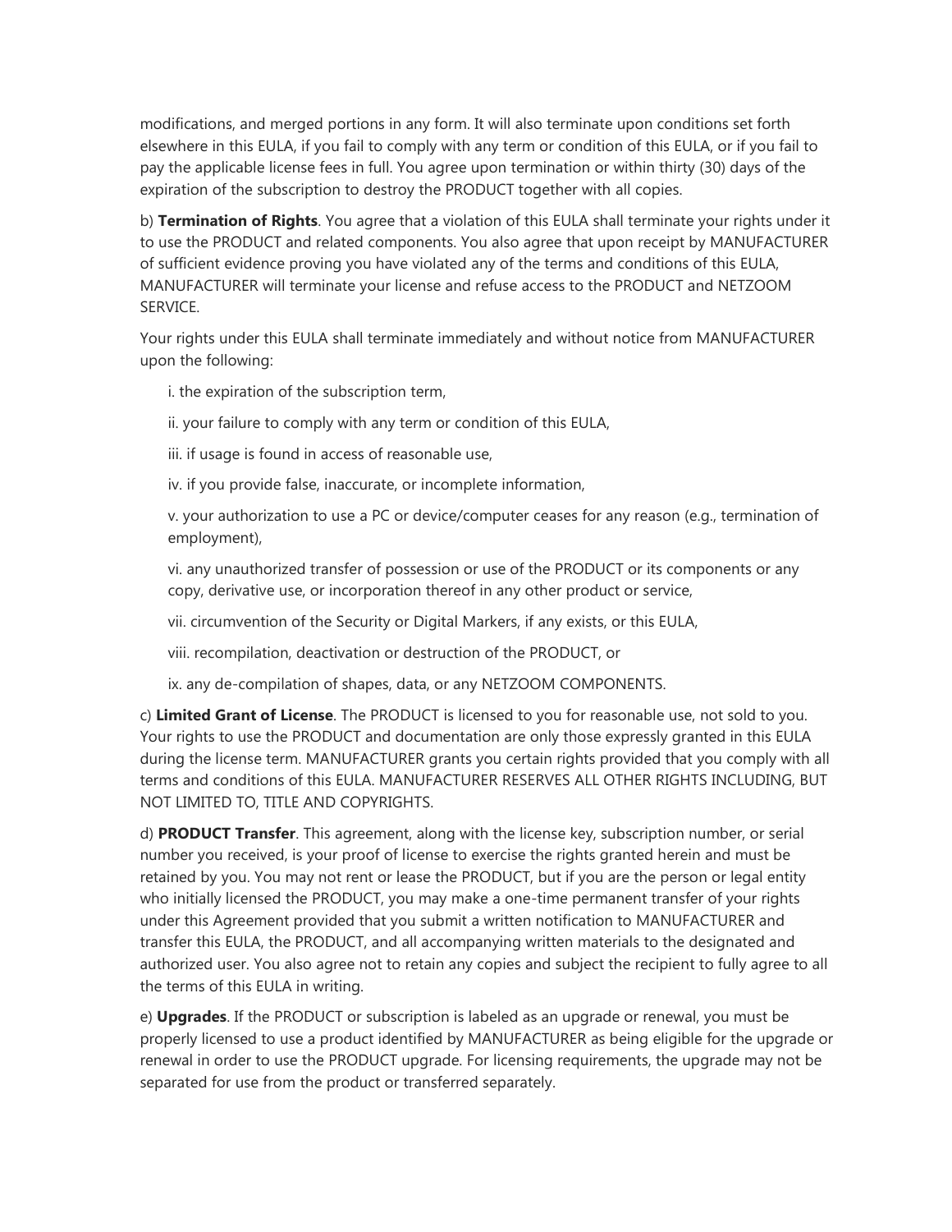modifications, and merged portions in any form. It will also terminate upon conditions set forth elsewhere in this EULA, if you fail to comply with any term or condition of this EULA, or if you fail to pay the applicable license fees in full. You agree upon termination or within thirty (30) days of the expiration of the subscription to destroy the PRODUCT together with all copies.

b) **Termination of Rights**. You agree that a violation of this EULA shall terminate your rights under it to use the PRODUCT and related components. You also agree that upon receipt by MANUFACTURER of sufficient evidence proving you have violated any of the terms and conditions of this EULA, MANUFACTURER will terminate your license and refuse access to the PRODUCT and NETZOOM SERVICE.

Your rights under this EULA shall terminate immediately and without notice from MANUFACTURER upon the following:

i. the expiration of the subscription term,

ii. your failure to comply with any term or condition of this EULA,

iii. if usage is found in access of reasonable use,

iv. if you provide false, inaccurate, or incomplete information,

v. your authorization to use a PC or device/computer ceases for any reason (e.g., termination of employment),

vi. any unauthorized transfer of possession or use of the PRODUCT or its components or any copy, derivative use, or incorporation thereof in any other product or service,

vii. circumvention of the Security or Digital Markers, if any exists, or this EULA,

viii. recompilation, deactivation or destruction of the PRODUCT, or

ix. any de-compilation of shapes, data, or any NETZOOM COMPONENTS.

c) **Limited Grant of License**. The PRODUCT is licensed to you for reasonable use, not sold to you. Your rights to use the PRODUCT and documentation are only those expressly granted in this EULA during the license term. MANUFACTURER grants you certain rights provided that you comply with all terms and conditions of this EULA. MANUFACTURER RESERVES ALL OTHER RIGHTS INCLUDING, BUT NOT LIMITED TO, TITLE AND COPYRIGHTS.

d) **PRODUCT Transfer**. This agreement, along with the license key, subscription number, or serial number you received, is your proof of license to exercise the rights granted herein and must be retained by you. You may not rent or lease the PRODUCT, but if you are the person or legal entity who initially licensed the PRODUCT, you may make a one-time permanent transfer of your rights under this Agreement provided that you submit a written notification to MANUFACTURER and transfer this EULA, the PRODUCT, and all accompanying written materials to the designated and authorized user. You also agree not to retain any copies and subject the recipient to fully agree to all the terms of this EULA in writing.

e) **Upgrades**. If the PRODUCT or subscription is labeled as an upgrade or renewal, you must be properly licensed to use a product identified by MANUFACTURER as being eligible for the upgrade or renewal in order to use the PRODUCT upgrade. For licensing requirements, the upgrade may not be separated for use from the product or transferred separately.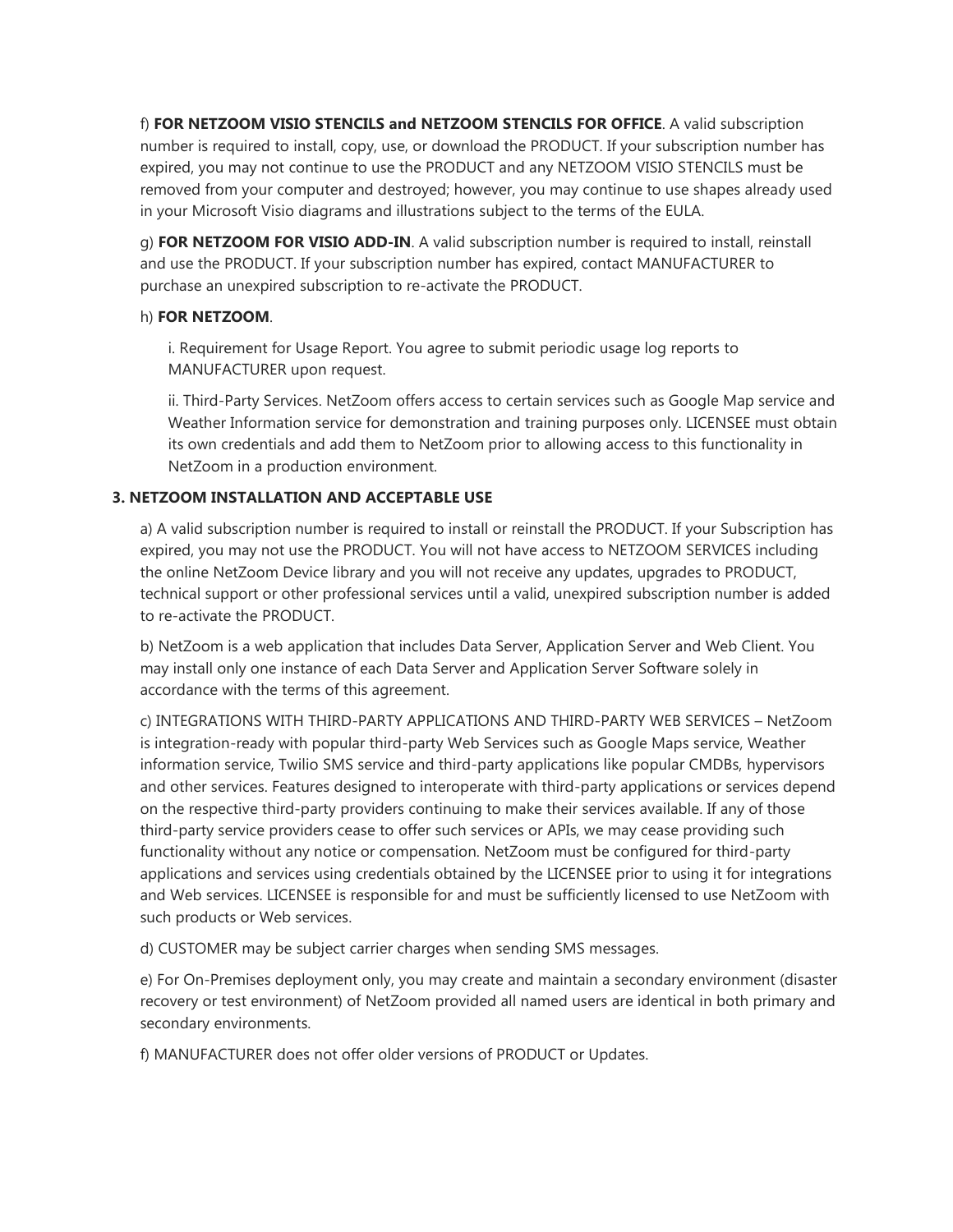f) **FOR NETZOOM VISIO STENCILS and NETZOOM STENCILS FOR OFFICE**. A valid subscription number is required to install, copy, use, or download the PRODUCT. If your subscription number has expired, you may not continue to use the PRODUCT and any NETZOOM VISIO STENCILS must be removed from your computer and destroyed; however, you may continue to use shapes already used in your Microsoft Visio diagrams and illustrations subject to the terms of the EULA.

g) **FOR NETZOOM FOR VISIO ADD-IN**. A valid subscription number is required to install, reinstall and use the PRODUCT. If your subscription number has expired, contact MANUFACTURER to purchase an unexpired subscription to re-activate the PRODUCT.

h) **FOR NETZOOM**.

> i. Requirement for Usage Report. You agree to submit periodic usage log reports to MANUFACTURER upon request.
>
> ii. Third-Party Services. NetZoom offers access to certain services such as Google Map service and Weather Information service for demonstration and training purposes only. LICENSEE must obtain its own credentials and add them to NetZoom prior to allowing access to this functionality in NetZoom in a production environment.

**3. NETZOOM INSTALLATION AND ACCEPTABLE USE**

a) A valid subscription number is required to install or reinstall the PRODUCT. If your Subscription has expired, you may not use the PRODUCT. You will not have access to NETZOOM SERVICES including the online NetZoom Device library and you will not receive any updates, upgrades to PRODUCT, technical support or other professional services until a valid, unexpired subscription number is added to re-activate the PRODUCT.

b) NetZoom is a web application that includes Data Server, Application Server and Web Client. You may install only one instance of each Data Server and Application Server Software solely in accordance with the terms of this agreement.

c) INTEGRATIONS WITH THIRD-PARTY APPLICATIONS AND THIRD-PARTY WEB SERVICES – NetZoom is integration-ready with popular third-party Web Services such as Google Maps service, Weather information service, Twilio SMS service and third-party applications like popular CMDBs, hypervisors and other services. Features designed to interoperate with third-party applications or services depend on the respective third-party providers continuing to make their services available. If any of those third-party service providers cease to offer such services or APIs, we may cease providing such functionality without any notice or compensation. NetZoom must be configured for third-party applications and services using credentials obtained by the LICENSEE prior to using it for integrations and Web services. LICENSEE is responsible for and must be sufficiently licensed to use NetZoom with such products or Web services.

d) CUSTOMER may be subject carrier charges when sending SMS messages.

e) For On-Premises deployment only, you may create and maintain a secondary environment (disaster recovery or test environment) of NetZoom provided all named users are identical in both primary and secondary environments.

f) MANUFACTURER does not offer older versions of PRODUCT or Updates.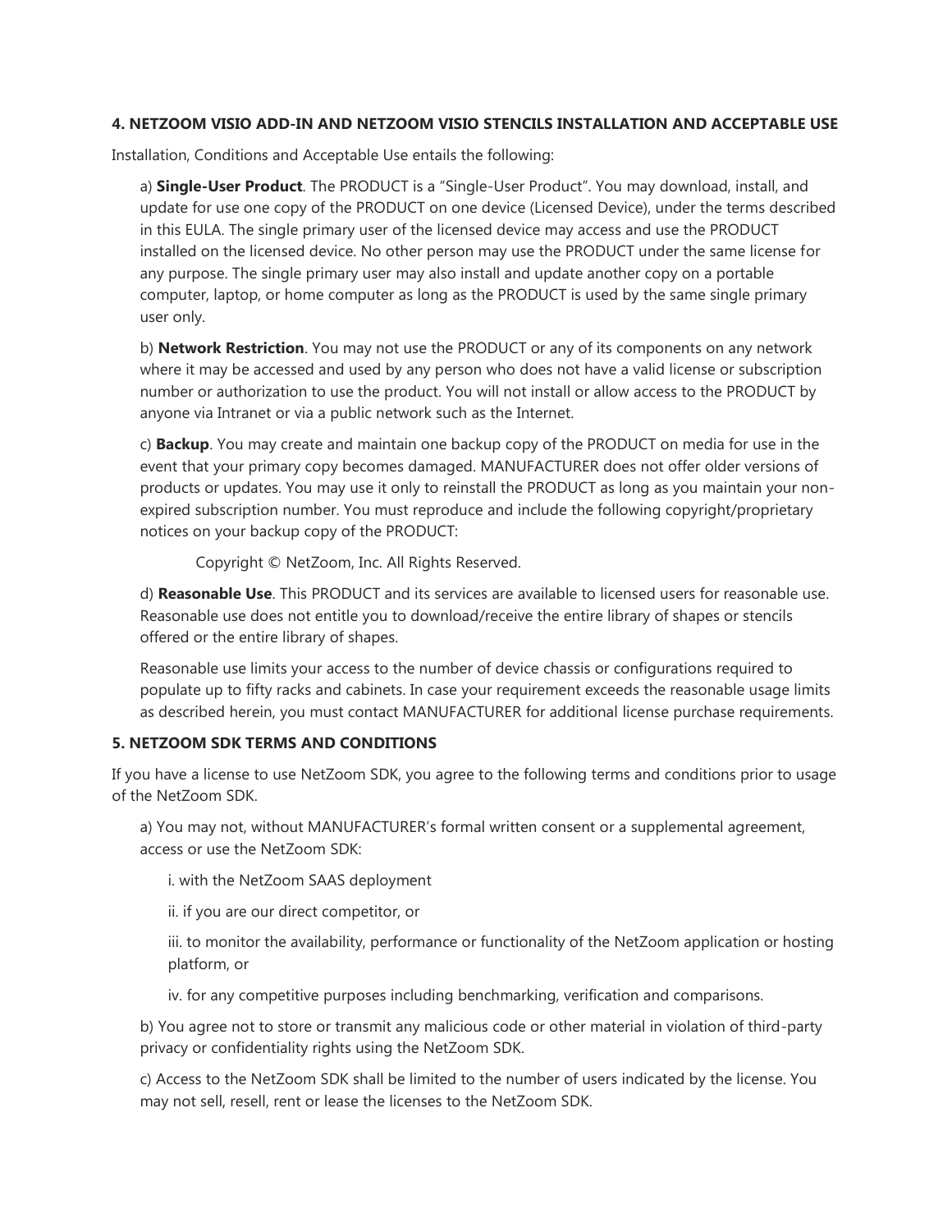**4. NETZOOM VISIO ADD-IN AND NETZOOM VISIO STENCILS INSTALLATION AND ACCEPTABLE USE**

Installation, Conditions and Acceptable Use entails the following:

a) **Single-User Product**. The PRODUCT is a "Single-User Product". You may download, install, and update for use one copy of the PRODUCT on one device (Licensed Device), under the terms described in this EULA. The single primary user of the licensed device may access and use the PRODUCT installed on the licensed device. No other person may use the PRODUCT under the same license for any purpose. The single primary user may also install and update another copy on a portable computer, laptop, or home computer as long as the PRODUCT is used by the same single primary user only.

b) **Network Restriction**. You may not use the PRODUCT or any of its components on any network where it may be accessed and used by any person who does not have a valid license or subscription number or authorization to use the product. You will not install or allow access to the PRODUCT by anyone via Intranet or via a public network such as the Internet.

c) **Backup**. You may create and maintain one backup copy of the PRODUCT on media for use in the event that your primary copy becomes damaged. MANUFACTURER does not offer older versions of products or updates. You may use it only to reinstall the PRODUCT as long as you maintain your non-expired subscription number. You must reproduce and include the following copyright/proprietary notices on your backup copy of the PRODUCT:

Copyright © NetZoom, Inc. All Rights Reserved.

d) **Reasonable Use**. This PRODUCT and its services are available to licensed users for reasonable use. Reasonable use does not entitle you to download/receive the entire library of shapes or stencils offered or the entire library of shapes.

Reasonable use limits your access to the number of device chassis or configurations required to populate up to fifty racks and cabinets. In case your requirement exceeds the reasonable usage limits as described herein, you must contact MANUFACTURER for additional license purchase requirements.

**5. NETZOOM SDK TERMS AND CONDITIONS**

If you have a license to use NetZoom SDK, you agree to the following terms and conditions prior to usage of the NetZoom SDK.

a) You may not, without MANUFACTURER's formal written consent or a supplemental agreement, access or use the NetZoom SDK:

i. with the NetZoom SAAS deployment

ii. if you are our direct competitor, or

iii. to monitor the availability, performance or functionality of the NetZoom application or hosting platform, or

iv. for any competitive purposes including benchmarking, verification and comparisons.

b) You agree not to store or transmit any malicious code or other material in violation of third-party privacy or confidentiality rights using the NetZoom SDK.

c) Access to the NetZoom SDK shall be limited to the number of users indicated by the license. You may not sell, resell, rent or lease the licenses to the NetZoom SDK.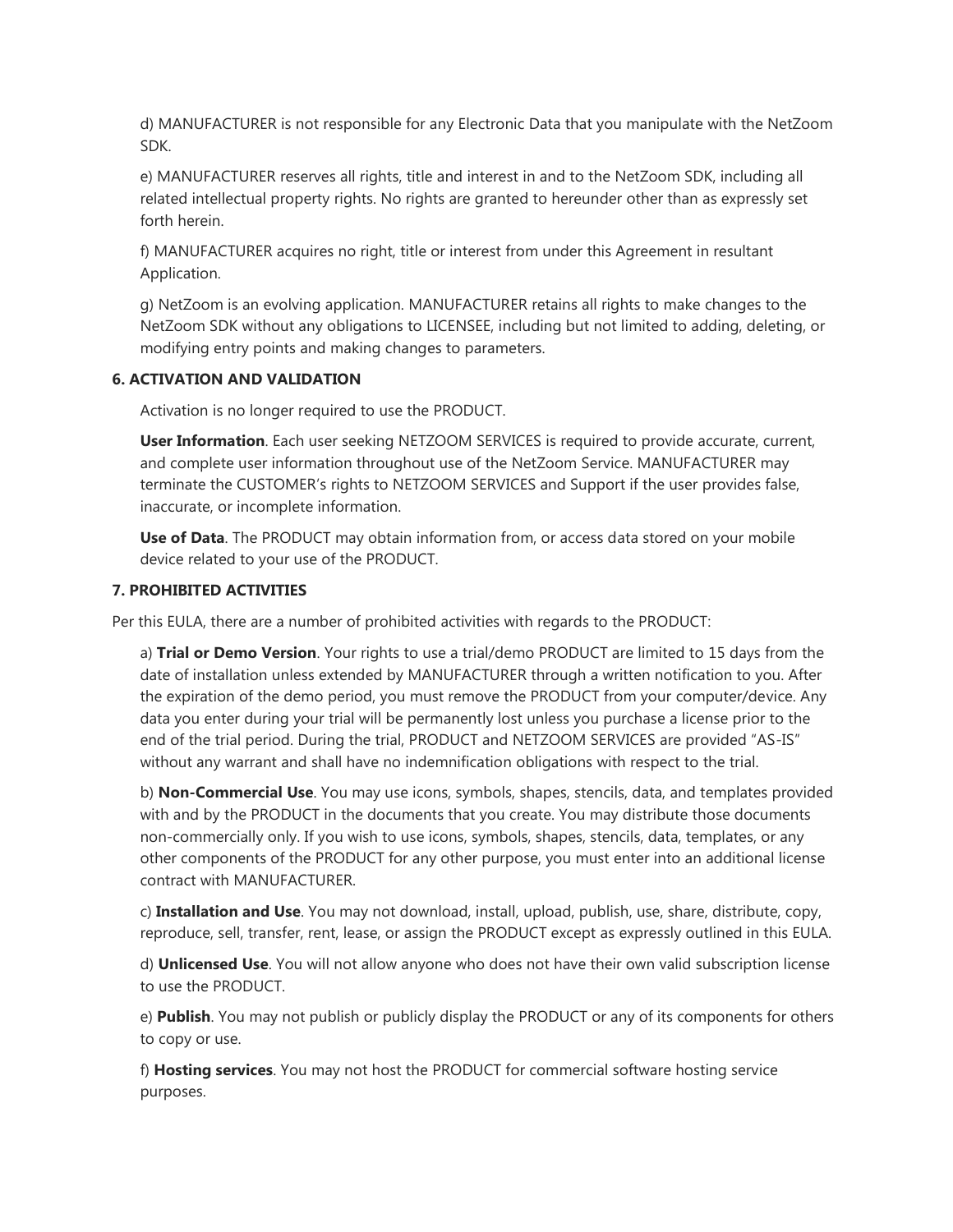d) MANUFACTURER is not responsible for any Electronic Data that you manipulate with the NetZoom SDK.

e) MANUFACTURER reserves all rights, title and interest in and to the NetZoom SDK, including all related intellectual property rights. No rights are granted to hereunder other than as expressly set forth herein.

f) MANUFACTURER acquires no right, title or interest from under this Agreement in resultant Application.

g) NetZoom is an evolving application. MANUFACTURER retains all rights to make changes to the NetZoom SDK without any obligations to LICENSEE, including but not limited to adding, deleting, or modifying entry points and making changes to parameters.

**6. ACTIVATION AND VALIDATION**

Activation is no longer required to use the PRODUCT.

**User Information**. Each user seeking NETZOOM SERVICES is required to provide accurate, current, and complete user information throughout use of the NetZoom Service. MANUFACTURER may terminate the CUSTOMER's rights to NETZOOM SERVICES and Support if the user provides false, inaccurate, or incomplete information.

**Use of Data**. The PRODUCT may obtain information from, or access data stored on your mobile device related to your use of the PRODUCT.

**7. PROHIBITED ACTIVITIES**

Per this EULA, there are a number of prohibited activities with regards to the PRODUCT:

a) **Trial or Demo Version**. Your rights to use a trial/demo PRODUCT are limited to 15 days from the date of installation unless extended by MANUFACTURER through a written notification to you. After the expiration of the demo period, you must remove the PRODUCT from your computer/device. Any data you enter during your trial will be permanently lost unless you purchase a license prior to the end of the trial period. During the trial, PRODUCT and NETZOOM SERVICES are provided "AS-IS" without any warrant and shall have no indemnification obligations with respect to the trial.

b) **Non-Commercial Use**. You may use icons, symbols, shapes, stencils, data, and templates provided with and by the PRODUCT in the documents that you create. You may distribute those documents non-commercially only. If you wish to use icons, symbols, shapes, stencils, data, templates, or any other components of the PRODUCT for any other purpose, you must enter into an additional license contract with MANUFACTURER.

c) **Installation and Use**. You may not download, install, upload, publish, use, share, distribute, copy, reproduce, sell, transfer, rent, lease, or assign the PRODUCT except as expressly outlined in this EULA.

d) **Unlicensed Use**. You will not allow anyone who does not have their own valid subscription license to use the PRODUCT.

e) **Publish**. You may not publish or publicly display the PRODUCT or any of its components for others to copy or use.

f) **Hosting services**. You may not host the PRODUCT for commercial software hosting service purposes.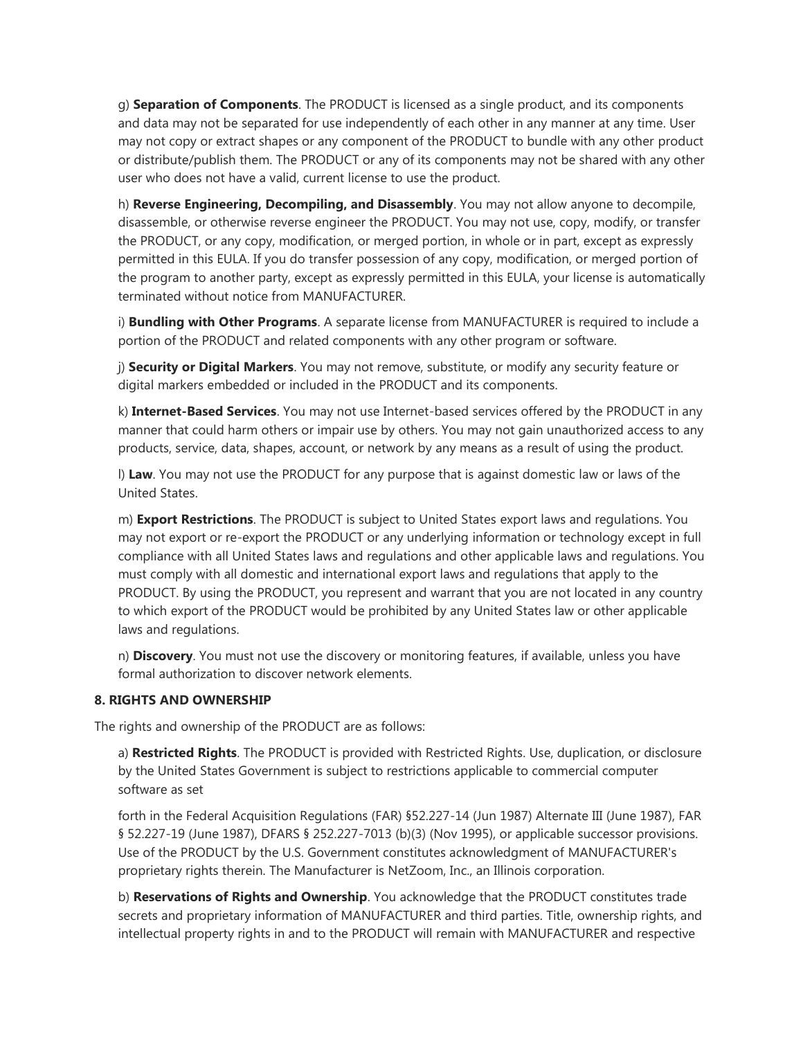g) **Separation of Components**. The PRODUCT is licensed as a single product, and its components and data may not be separated for use independently of each other in any manner at any time. User may not copy or extract shapes or any component of the PRODUCT to bundle with any other product or distribute/publish them. The PRODUCT or any of its components may not be shared with any other user who does not have a valid, current license to use the product.

h) **Reverse Engineering, Decompiling, and Disassembly**. You may not allow anyone to decompile, disassemble, or otherwise reverse engineer the PRODUCT. You may not use, copy, modify, or transfer the PRODUCT, or any copy, modification, or merged portion, in whole or in part, except as expressly permitted in this EULA. If you do transfer possession of any copy, modification, or merged portion of the program to another party, except as expressly permitted in this EULA, your license is automatically terminated without notice from MANUFACTURER.

i) **Bundling with Other Programs**. A separate license from MANUFACTURER is required to include a portion of the PRODUCT and related components with any other program or software.

j) **Security or Digital Markers**. You may not remove, substitute, or modify any security feature or digital markers embedded or included in the PRODUCT and its components.

k) **Internet-Based Services**. You may not use Internet-based services offered by the PRODUCT in any manner that could harm others or impair use by others. You may not gain unauthorized access to any products, service, data, shapes, account, or network by any means as a result of using the product.

l) **Law**. You may not use the PRODUCT for any purpose that is against domestic law or laws of the United States.

m) **Export Restrictions**. The PRODUCT is subject to United States export laws and regulations. You may not export or re-export the PRODUCT or any underlying information or technology except in full compliance with all United States laws and regulations and other applicable laws and regulations. You must comply with all domestic and international export laws and regulations that apply to the PRODUCT. By using the PRODUCT, you represent and warrant that you are not located in any country to which export of the PRODUCT would be prohibited by any United States law or other applicable laws and regulations.

n) **Discovery**. You must not use the discovery or monitoring features, if available, unless you have formal authorization to discover network elements.

**8. RIGHTS AND OWNERSHIP**

The rights and ownership of the PRODUCT are as follows:

a) **Restricted Rights**. The PRODUCT is provided with Restricted Rights. Use, duplication, or disclosure by the United States Government is subject to restrictions applicable to commercial computer software as set

forth in the Federal Acquisition Regulations (FAR) §52.227-14 (Jun 1987) Alternate III (June 1987), FAR § 52.227-19 (June 1987), DFARS § 252.227-7013 (b)(3) (Nov 1995), or applicable successor provisions. Use of the PRODUCT by the U.S. Government constitutes acknowledgment of MANUFACTURER's proprietary rights therein. The Manufacturer is NetZoom, Inc., an Illinois corporation.

b) **Reservations of Rights and Ownership**. You acknowledge that the PRODUCT constitutes trade secrets and proprietary information of MANUFACTURER and third parties. Title, ownership rights, and intellectual property rights in and to the PRODUCT will remain with MANUFACTURER and respective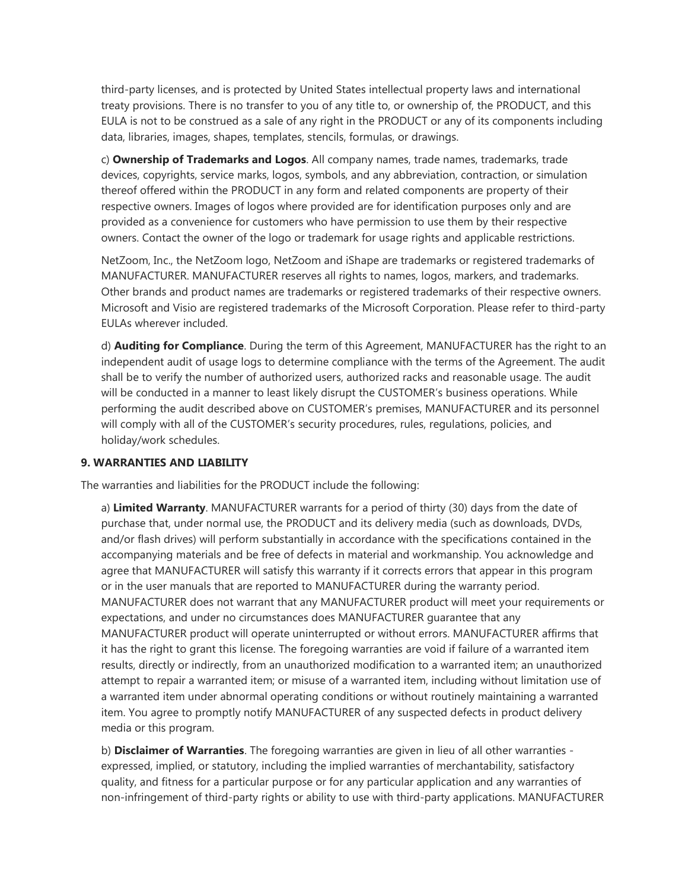third-party licenses, and is protected by United States intellectual property laws and international treaty provisions. There is no transfer to you of any title to, or ownership of, the PRODUCT, and this EULA is not to be construed as a sale of any right in the PRODUCT or any of its components including data, libraries, images, shapes, templates, stencils, formulas, or drawings.

c) **Ownership of Trademarks and Logos**. All company names, trade names, trademarks, trade devices, copyrights, service marks, logos, symbols, and any abbreviation, contraction, or simulation thereof offered within the PRODUCT in any form and related components are property of their respective owners. Images of logos where provided are for identification purposes only and are provided as a convenience for customers who have permission to use them by their respective owners. Contact the owner of the logo or trademark for usage rights and applicable restrictions.

NetZoom, Inc., the NetZoom logo, NetZoom and iShape are trademarks or registered trademarks of MANUFACTURER. MANUFACTURER reserves all rights to names, logos, markers, and trademarks. Other brands and product names are trademarks or registered trademarks of their respective owners. Microsoft and Visio are registered trademarks of the Microsoft Corporation. Please refer to third-party EULAs wherever included.

d) **Auditing for Compliance**. During the term of this Agreement, MANUFACTURER has the right to an independent audit of usage logs to determine compliance with the terms of the Agreement. The audit shall be to verify the number of authorized users, authorized racks and reasonable usage. The audit will be conducted in a manner to least likely disrupt the CUSTOMER's business operations. While performing the audit described above on CUSTOMER's premises, MANUFACTURER and its personnel will comply with all of the CUSTOMER's security procedures, rules, regulations, policies, and holiday/work schedules.

**9. WARRANTIES AND LIABILITY**

The warranties and liabilities for the PRODUCT include the following:

a) **Limited Warranty**. MANUFACTURER warrants for a period of thirty (30) days from the date of purchase that, under normal use, the PRODUCT and its delivery media (such as downloads, DVDs, and/or flash drives) will perform substantially in accordance with the specifications contained in the accompanying materials and be free of defects in material and workmanship. You acknowledge and agree that MANUFACTURER will satisfy this warranty if it corrects errors that appear in this program or in the user manuals that are reported to MANUFACTURER during the warranty period. MANUFACTURER does not warrant that any MANUFACTURER product will meet your requirements or expectations, and under no circumstances does MANUFACTURER guarantee that any MANUFACTURER product will operate uninterrupted or without errors. MANUFACTURER affirms that it has the right to grant this license. The foregoing warranties are void if failure of a warranted item results, directly or indirectly, from an unauthorized modification to a warranted item; an unauthorized attempt to repair a warranted item; or misuse of a warranted item, including without limitation use of a warranted item under abnormal operating conditions or without routinely maintaining a warranted item. You agree to promptly notify MANUFACTURER of any suspected defects in product delivery media or this program.

b) **Disclaimer of Warranties**. The foregoing warranties are given in lieu of all other warranties - expressed, implied, or statutory, including the implied warranties of merchantability, satisfactory quality, and fitness for a particular purpose or for any particular application and any warranties of non-infringement of third-party rights or ability to use with third-party applications. MANUFACTURER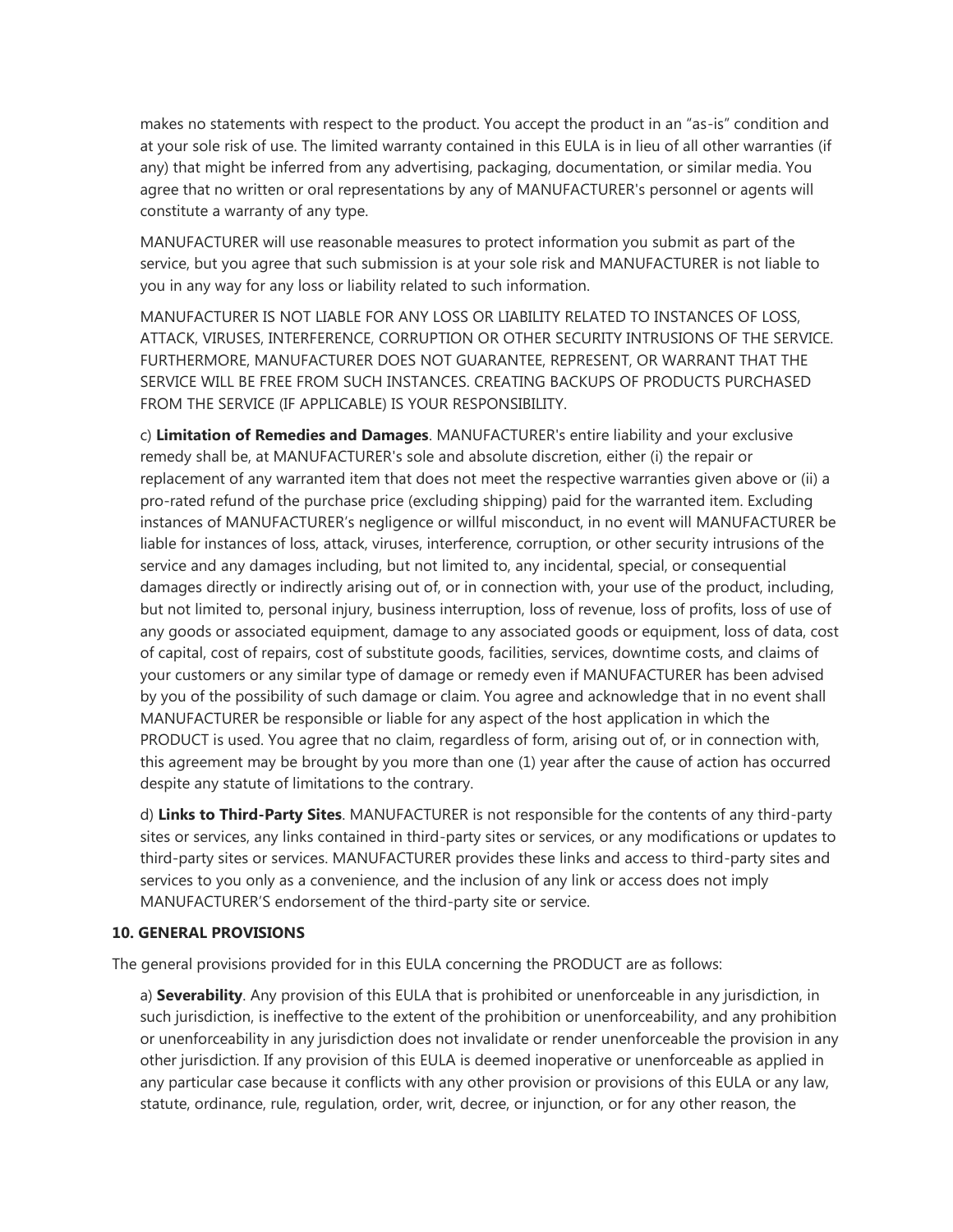makes no statements with respect to the product. You accept the product in an "as-is" condition and at your sole risk of use. The limited warranty contained in this EULA is in lieu of all other warranties (if any) that might be inferred from any advertising, packaging, documentation, or similar media. You agree that no written or oral representations by any of MANUFACTURER's personnel or agents will constitute a warranty of any type.

MANUFACTURER will use reasonable measures to protect information you submit as part of the service, but you agree that such submission is at your sole risk and MANUFACTURER is not liable to you in any way for any loss or liability related to such information.

MANUFACTURER IS NOT LIABLE FOR ANY LOSS OR LIABILITY RELATED TO INSTANCES OF LOSS, ATTACK, VIRUSES, INTERFERENCE, CORRUPTION OR OTHER SECURITY INTRUSIONS OF THE SERVICE. FURTHERMORE, MANUFACTURER DOES NOT GUARANTEE, REPRESENT, OR WARRANT THAT THE SERVICE WILL BE FREE FROM SUCH INSTANCES. CREATING BACKUPS OF PRODUCTS PURCHASED FROM THE SERVICE (IF APPLICABLE) IS YOUR RESPONSIBILITY.

c) **Limitation of Remedies and Damages**. MANUFACTURER's entire liability and your exclusive remedy shall be, at MANUFACTURER's sole and absolute discretion, either (i) the repair or replacement of any warranted item that does not meet the respective warranties given above or (ii) a pro-rated refund of the purchase price (excluding shipping) paid for the warranted item. Excluding instances of MANUFACTURER's negligence or willful misconduct, in no event will MANUFACTURER be liable for instances of loss, attack, viruses, interference, corruption, or other security intrusions of the service and any damages including, but not limited to, any incidental, special, or consequential damages directly or indirectly arising out of, or in connection with, your use of the product, including, but not limited to, personal injury, business interruption, loss of revenue, loss of profits, loss of use of any goods or associated equipment, damage to any associated goods or equipment, loss of data, cost of capital, cost of repairs, cost of substitute goods, facilities, services, downtime costs, and claims of your customers or any similar type of damage or remedy even if MANUFACTURER has been advised by you of the possibility of such damage or claim. You agree and acknowledge that in no event shall MANUFACTURER be responsible or liable for any aspect of the host application in which the PRODUCT is used. You agree that no claim, regardless of form, arising out of, or in connection with, this agreement may be brought by you more than one (1) year after the cause of action has occurred despite any statute of limitations to the contrary.

d) **Links to Third-Party Sites**. MANUFACTURER is not responsible for the contents of any third-party sites or services, any links contained in third-party sites or services, or any modifications or updates to third-party sites or services. MANUFACTURER provides these links and access to third-party sites and services to you only as a convenience, and the inclusion of any link or access does not imply MANUFACTURER'S endorsement of the third-party site or service.

**10. GENERAL PROVISIONS**

The general provisions provided for in this EULA concerning the PRODUCT are as follows:

a) **Severability**. Any provision of this EULA that is prohibited or unenforceable in any jurisdiction, in such jurisdiction, is ineffective to the extent of the prohibition or unenforceability, and any prohibition or unenforceability in any jurisdiction does not invalidate or render unenforceable the provision in any other jurisdiction. If any provision of this EULA is deemed inoperative or unenforceable as applied in any particular case because it conflicts with any other provision or provisions of this EULA or any law, statute, ordinance, rule, regulation, order, writ, decree, or injunction, or for any other reason, the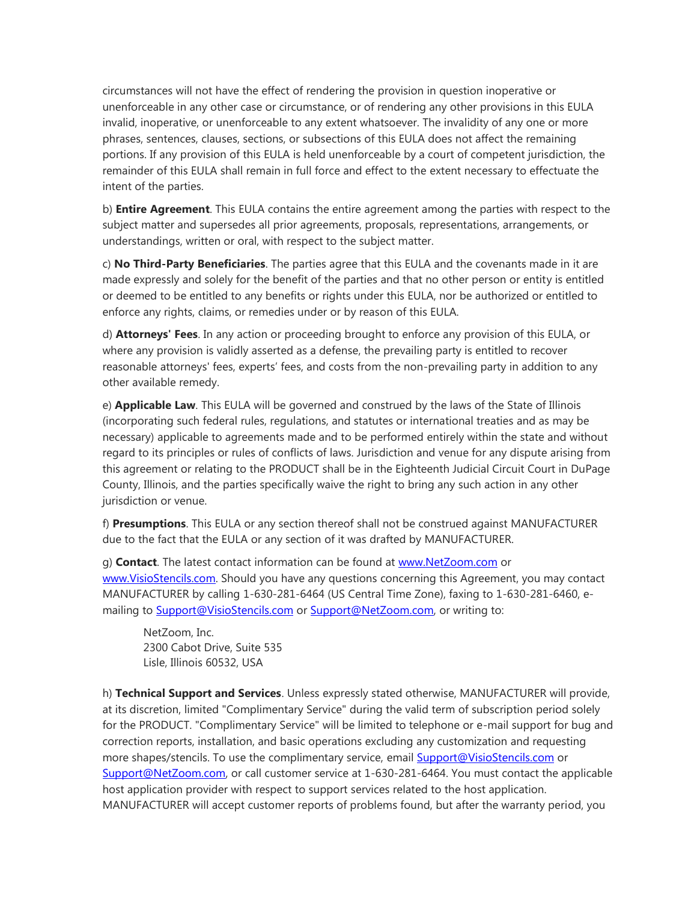circumstances will not have the effect of rendering the provision in question inoperative or unenforceable in any other case or circumstance, or of rendering any other provisions in this EULA invalid, inoperative, or unenforceable to any extent whatsoever. The invalidity of any one or more phrases, sentences, clauses, sections, or subsections of this EULA does not affect the remaining portions. If any provision of this EULA is held unenforceable by a court of competent jurisdiction, the remainder of this EULA shall remain in full force and effect to the extent necessary to effectuate the intent of the parties.

b) **Entire Agreement**. This EULA contains the entire agreement among the parties with respect to the subject matter and supersedes all prior agreements, proposals, representations, arrangements, or understandings, written or oral, with respect to the subject matter.

c) **No Third-Party Beneficiaries**. The parties agree that this EULA and the covenants made in it are made expressly and solely for the benefit of the parties and that no other person or entity is entitled or deemed to be entitled to any benefits or rights under this EULA, nor be authorized or entitled to enforce any rights, claims, or remedies under or by reason of this EULA.

d) **Attorneys' Fees**. In any action or proceeding brought to enforce any provision of this EULA, or where any provision is validly asserted as a defense, the prevailing party is entitled to recover reasonable attorneys' fees, experts' fees, and costs from the non-prevailing party in addition to any other available remedy.

e) **Applicable Law**. This EULA will be governed and construed by the laws of the State of Illinois (incorporating such federal rules, regulations, and statutes or international treaties and as may be necessary) applicable to agreements made and to be performed entirely within the state and without regard to its principles or rules of conflicts of laws. Jurisdiction and venue for any dispute arising from this agreement or relating to the PRODUCT shall be in the Eighteenth Judicial Circuit Court in DuPage County, Illinois, and the parties specifically waive the right to bring any such action in any other jurisdiction or venue.

f) **Presumptions**. This EULA or any section thereof shall not be construed against MANUFACTURER due to the fact that the EULA or any section of it was drafted by MANUFACTURER.

g) **Contact**. The latest contact information can be found at www.NetZoom.com or www.VisioStencils.com. Should you have any questions concerning this Agreement, you may contact MANUFACTURER by calling 1-630-281-6464 (US Central Time Zone), faxing to 1-630-281-6460, e-mailing to Support@VisioStencils.com or Support@NetZoom.com, or writing to:

> NetZoom, Inc.
> 2300 Cabot Drive, Suite 535
> Lisle, Illinois 60532, USA

h) **Technical Support and Services**. Unless expressly stated otherwise, MANUFACTURER will provide, at its discretion, limited "Complimentary Service" during the valid term of subscription period solely for the PRODUCT. "Complimentary Service" will be limited to telephone or e-mail support for bug and correction reports, installation, and basic operations excluding any customization and requesting more shapes/stencils. To use the complimentary service, email Support@VisioStencils.com or Support@NetZoom.com, or call customer service at 1-630-281-6464. You must contact the applicable host application provider with respect to support services related to the host application. MANUFACTURER will accept customer reports of problems found, but after the warranty period, you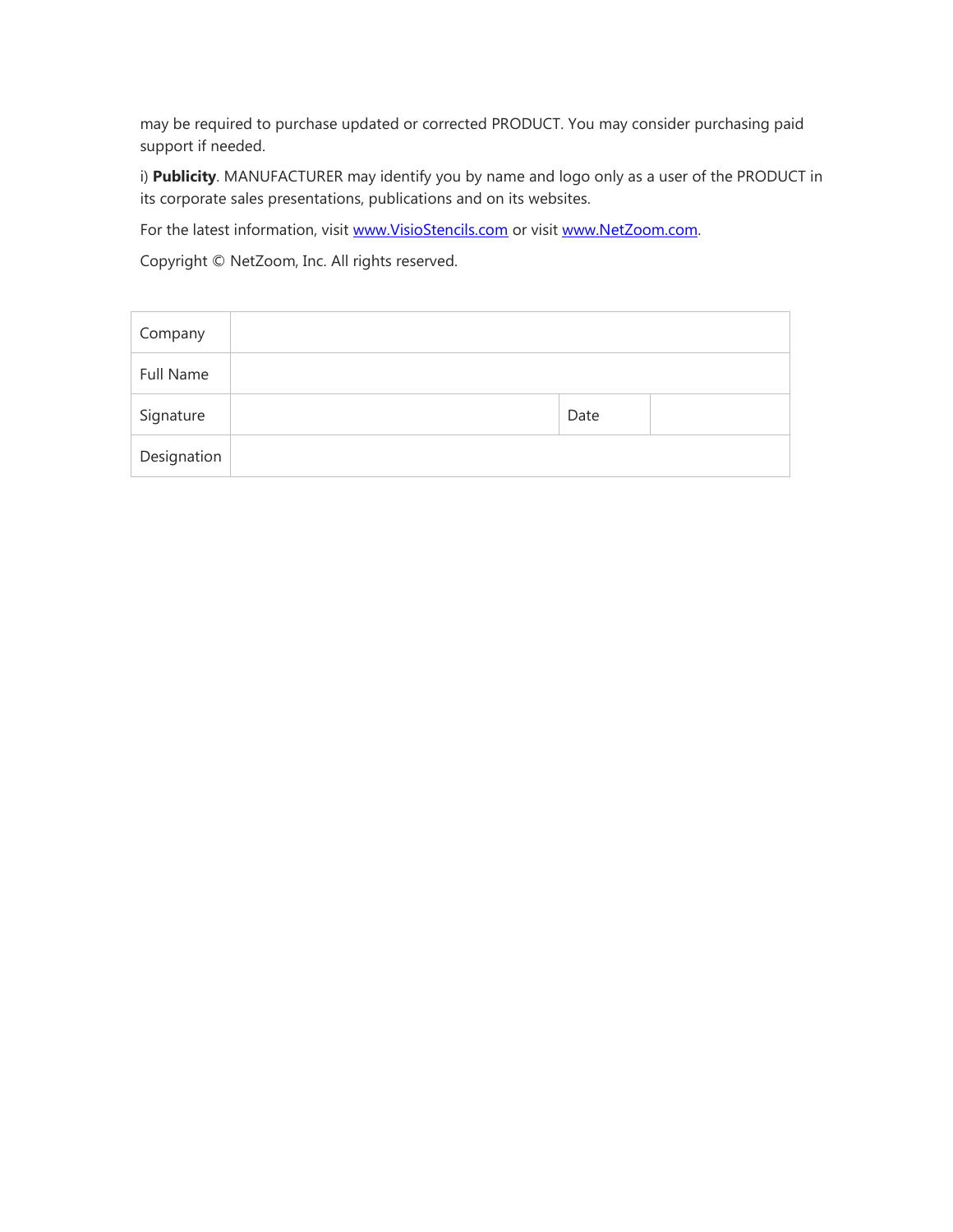may be required to purchase updated or corrected PRODUCT. You may consider purchasing paid support if needed.

i) **Publicity**. MANUFACTURER may identify you by name and logo only as a user of the PRODUCT in its corporate sales presentations, publications and on its websites.

For the latest information, visit www.VisioStencils.com or visit www.NetZoom.com.

Copyright © NetZoom, Inc. All rights reserved.

| | | | |
|---|---|---|---|
| Company | | | |
| Full Name | | | |
| Signature | | Date | |
| Designation | | | |